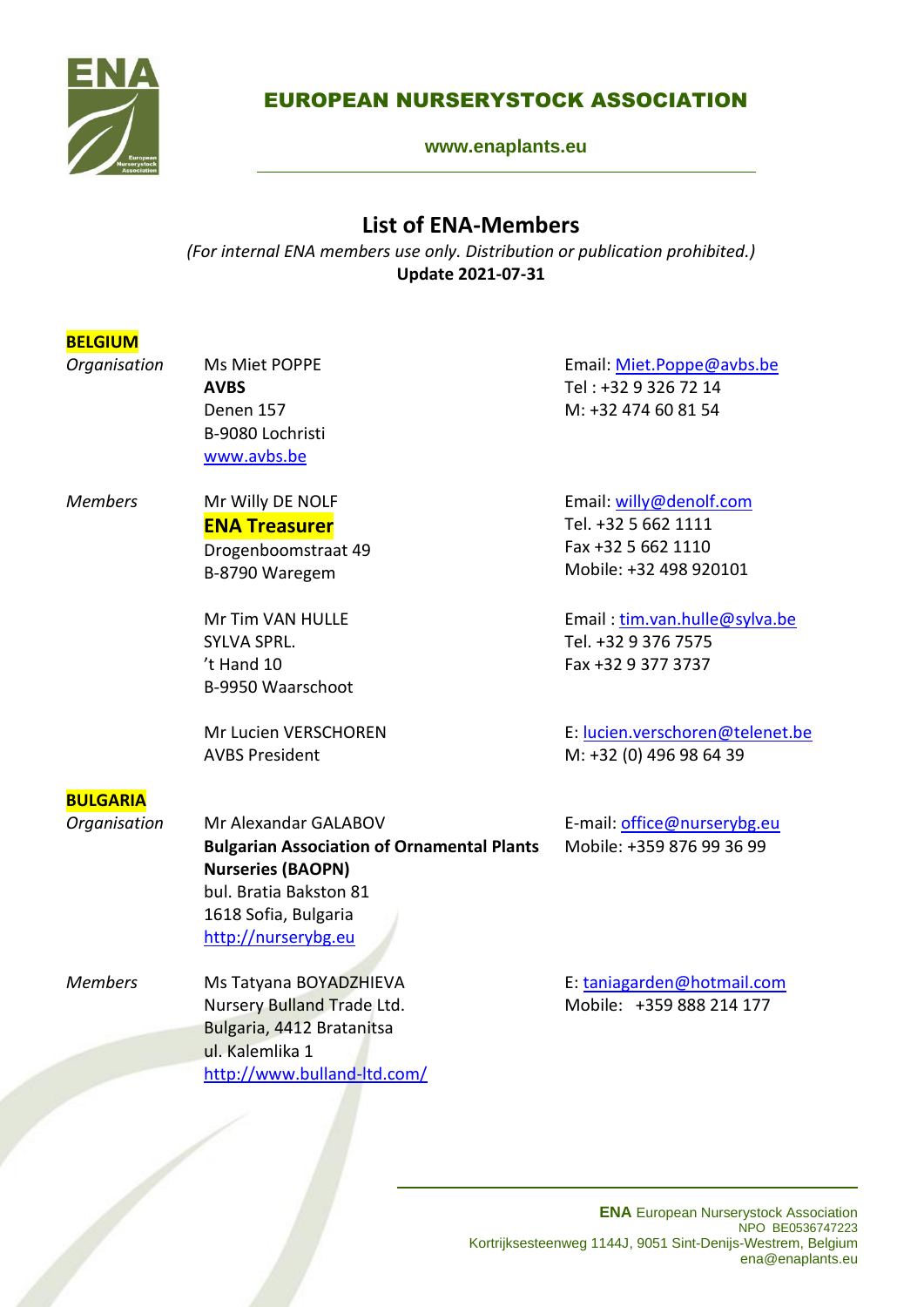# EUROPEAN NURSERYSTOCK ASSOCIATION

**www.enaplants.eu**

## List of ENA-Members

*(For internal ENA members use only. Distribution or publication prohibited.)*

**Update 2021-07-31**

### BELGIUM

*Organisation*

Ms Miet POPPE
**AVBS**
Denen 157
B-9080 Lochristi
www.avbs.be

Email: Miet.Poppe@avbs.be
Tel : +32 9 326 72 14
M: +32 474 60 81 54

*Members*

Mr Willy DE NOLF
**ENA Treasurer**
Drogenboomstraat 49
B-8790 Waregem

Email: willy@denolf.com
Tel. +32 5 662 1111
Fax +32 5 662 1110
Mobile: +32 498 920101

Mr Tim VAN HULLE
SYLVA SPRL.
't Hand 10
B-9950 Waarschoot

Email : tim.van.hulle@sylva.be
Tel. +32 9 376 7575
Fax +32 9 377 3737

Mr Lucien VERSCHOREN
AVBS President

E: lucien.verschoren@telenet.be
M: +32 (0) 496 98 64 39

### BULGARIA

*Organisation*

Mr Alexandar GALABOV
**Bulgarian Association of Ornamental Plants Nurseries (BAOPN)**
bul. Bratia Bakston 81
1618 Sofia, Bulgaria
http://nurserybg.eu

E-mail: office@nurserybg.eu
Mobile: +359 876 99 36 99

*Members*

Ms Tatyana BOYADZHIEVA
Nursery Bulland Trade Ltd.
Bulgaria, 4412 Bratanitsa
ul. Kalemlika 1
http://www.bulland-ltd.com/

E: taniagarden@hotmail.com
Mobile: +359 888 214 177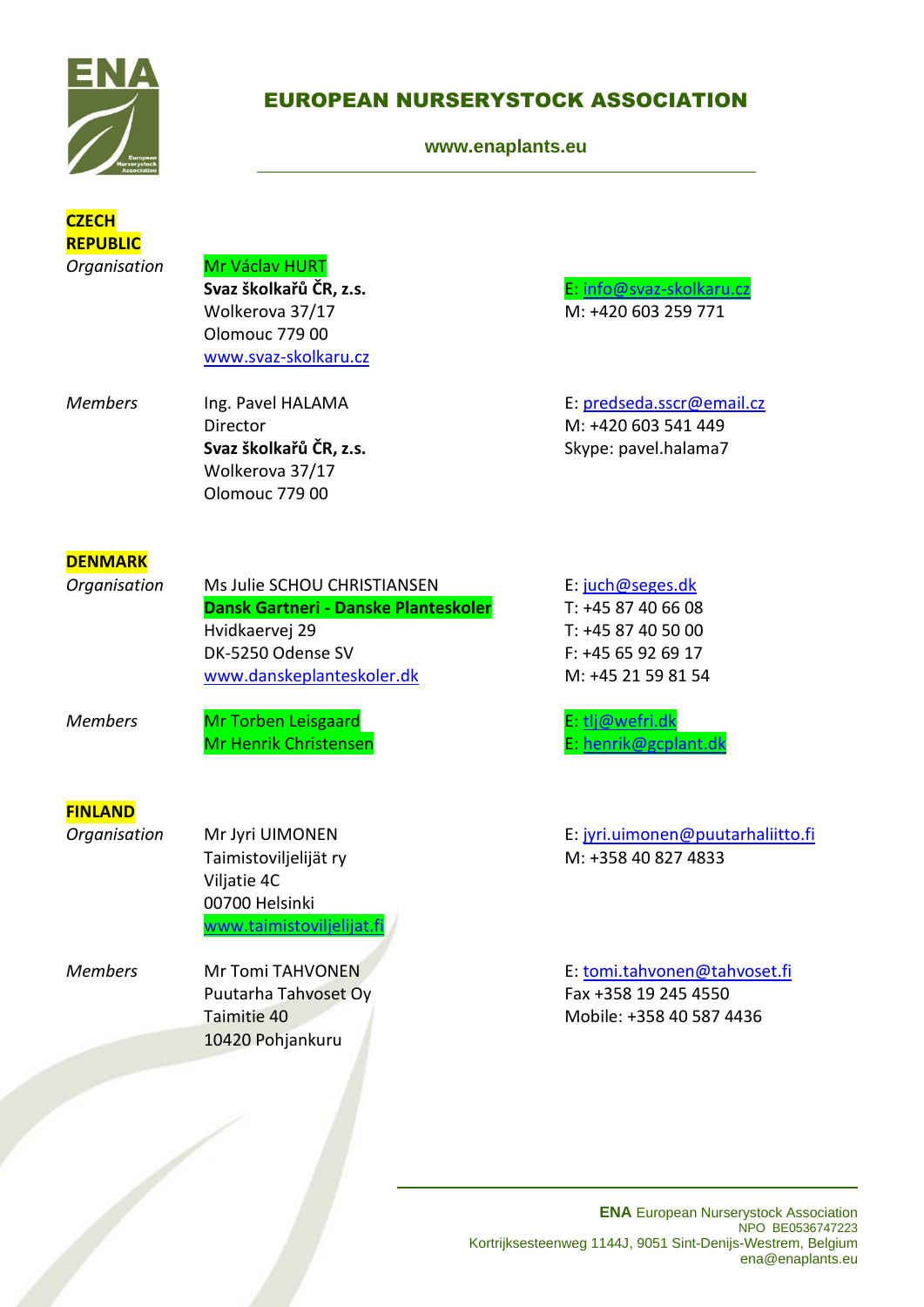# EUROPEAN NURSERYSTOCK ASSOCIATION

www.enaplants.eu

## CZECH REPUBLIC

*Organisation*

Mr Václav HURT
**Svaz školkařů ČR, z.s.**
Wolkerova 37/17
Olomouc 779 00
www.svaz-skolkaru.cz

E: info@svaz-skolkaru.cz
M: +420 603 259 771

*Members*

Ing. Pavel HALAMA
Director
**Svaz školkařů ČR, z.s.**
Wolkerova 37/17
Olomouc 779 00

E: predseda.sscr@email.cz
M: +420 603 541 449
Skype: pavel.halama7

## DENMARK

*Organisation*

Ms Julie SCHOU CHRISTIANSEN
**Dansk Gartneri - Danske Planteskoler**
Hvidkaervej 29
DK-5250 Odense SV
www.danskeplanteskoler.dk

E: juch@seges.dk
T: +45 87 40 66 08
T: +45 87 40 50 00
F: +45 65 92 69 17
M: +45 21 59 81 54

*Members*

Mr Torben Leisgaard
E: tlj@wefri.dk

Mr Henrik Christensen
E: henrik@gcplant.dk

## FINLAND

*Organisation*

Mr Jyri UIMONEN
Taimistoviljelijät ry
Viljatie 4C
00700 Helsinki
www.taimistoviljelijat.fi

E: jyri.uimonen@puutarhaliitto.fi
M: +358 40 827 4833

*Members*

Mr Tomi TAHVONEN
Puutarha Tahvoset Oy
Taimitie 40
10420 Pohjankuru

E: tomi.tahvonen@tahvoset.fi
Fax +358 19 245 4550
Mobile: +358 40 587 4436

**ENA** European Nurserystock Association
NPO BE0536747223
Kortrijksesteenweg 1144J, 9051 Sint-Denijs-Westrem, Belgium
ena@enaplants.eu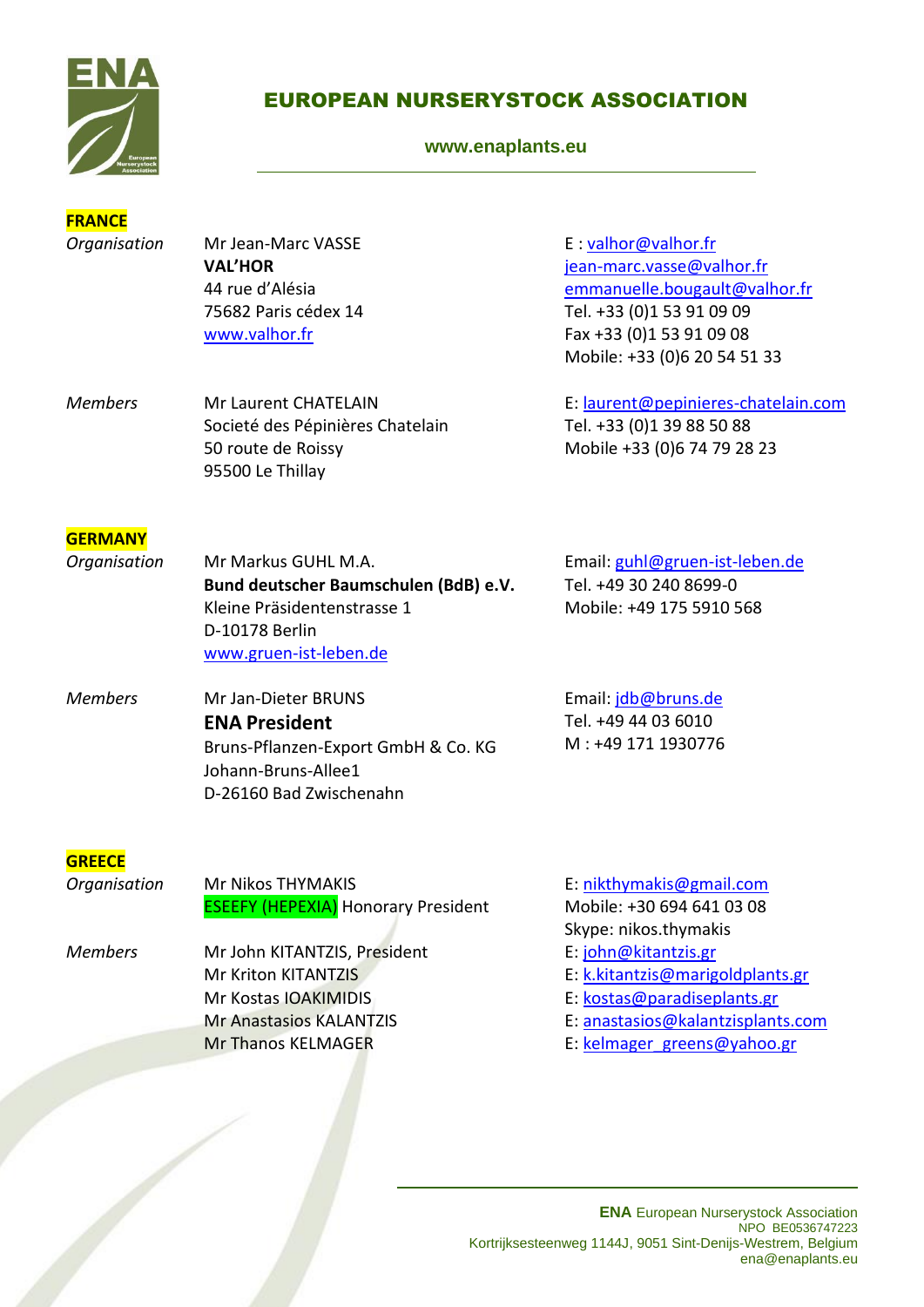# EUROPEAN NURSERYSTOCK ASSOCIATION

**www.enaplants.eu**

## FRANCE

| | | |
|---|---|---|
| *Organisation* | Mr Jean-Marc VASSE<br>**VAL'HOR**<br>44 rue d'Alésia<br>75682 Paris cédex 14<br>www.valhor.fr | E : valhor@valhor.fr<br>jean-marc.vasse@valhor.fr<br>emmanuelle.bougault@valhor.fr<br>Tel. +33 (0)1 53 91 09 09<br>Fax +33 (0)1 53 91 09 08<br>Mobile: +33 (0)6 20 54 51 33 |
| *Members* | Mr Laurent CHATELAIN<br>Societé des Pépinières Chatelain<br>50 route de Roissy<br>95500 Le Thillay | E: laurent@pepinieres-chatelain.com<br>Tel. +33 (0)1 39 88 50 88<br>Mobile +33 (0)6 74 79 28 23 |

## GERMANY

| | | |
|---|---|---|
| *Organisation* | Mr Markus GUHL M.A.<br>**Bund deutscher Baumschulen (BdB) e.V.**<br>Kleine Präsidentenstrasse 1<br>D-10178 Berlin<br>www.gruen-ist-leben.de | Email: guhl@gruen-ist-leben.de<br>Tel. +49 30 240 8699-0<br>Mobile: +49 175 5910 568 |
| *Members* | Mr Jan-Dieter BRUNS<br>**ENA President**<br>Bruns-Pflanzen-Export GmbH & Co. KG<br>Johann-Bruns-Allee1<br>D-26160 Bad Zwischenahn | Email: jdb@bruns.de<br>Tel. +49 44 03 6010<br>M : +49 171 1930776 |

## GREECE

| | | |
|---|---|---|
| *Organisation* | Mr Nikos THYMAKIS<br>ESEEFY (HEPEXIA) Honorary President | E: nikthymakis@gmail.com<br>Mobile: +30 694 641 03 08<br>Skype: nikos.thymakis |
| *Members* | Mr John KITANTZIS, President<br>Mr Kriton KITANTZIS<br>Mr Kostas IOAKIMIDIS<br>Mr Anastasios KALANTZIS<br>Mr Thanos KELMAGER | E: john@kitantzis.gr<br>E: k.kitantzis@marigoldplants.gr<br>E: kostas@paradiseplants.gr<br>E: anastasios@kalantzisplants.com<br>E: kelmager_greens@yahoo.gr |

**ENA** European Nurserystock Association
NPO BE0536747223
Kortrijksesteenweg 1144J, 9051 Sint-Denijs-Westrem, Belgium
ena@enaplants.eu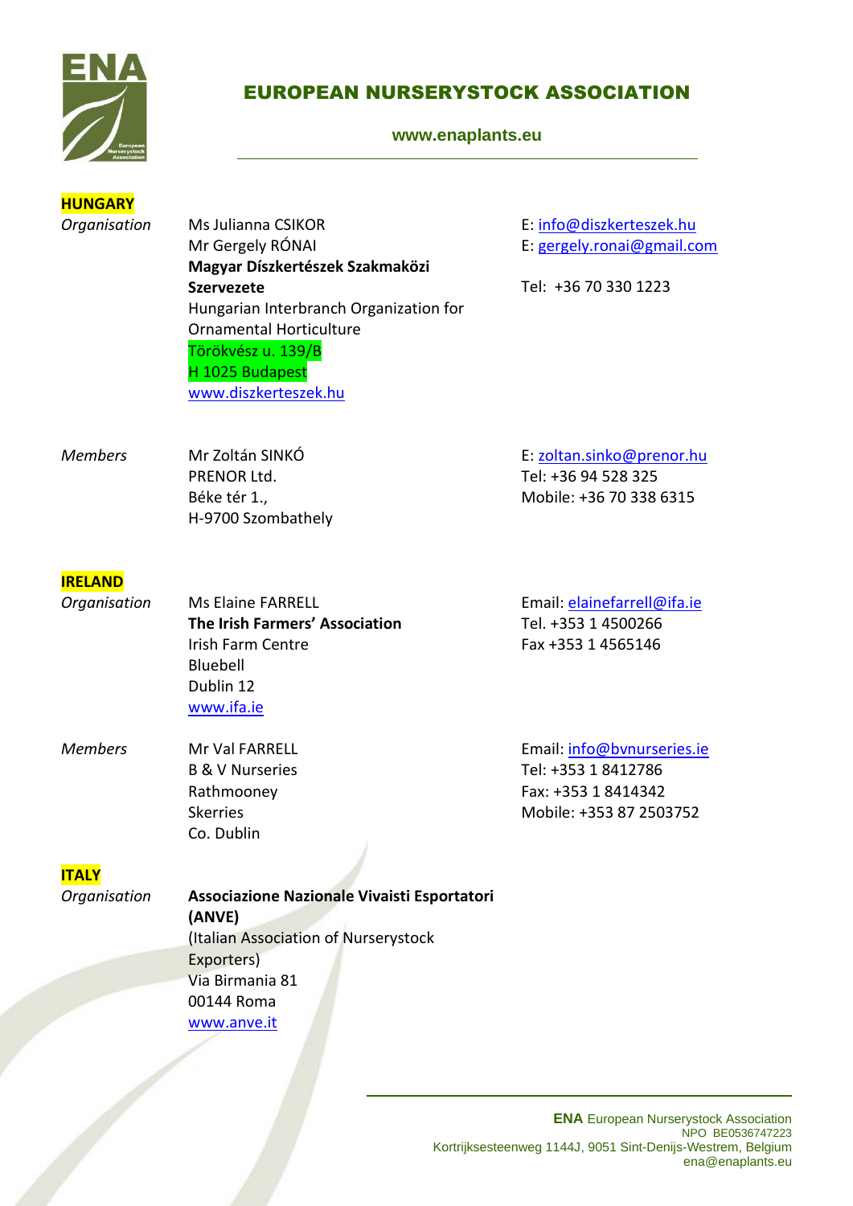# EUROPEAN NURSERYSTOCK ASSOCIATION

www.enaplants.eu

## HUNGARY

| | | |
|---|---|---|
| *Organisation* | Ms Julianna CSIKOR<br>Mr Gergely RÓNAI<br>**Magyar Díszkertészek Szakmaközi Szervezete**<br>Hungarian Interbranch Organization for Ornamental Horticulture<br>Törökvész u. 139/B<br>H 1025 Budapest<br>www.diszkerteszek.hu | E: info@diszkerteszek.hu<br>E: gergely.ronai@gmail.com<br><br>Tel: +36 70 330 1223 |
| *Members* | Mr Zoltán SINKÓ<br>PRENOR Ltd.<br>Béke tér 1.,<br>H-9700 Szombathely | E: zoltan.sinko@prenor.hu<br>Tel: +36 94 528 325<br>Mobile: +36 70 338 6315 |

## IRELAND

| | | |
|---|---|---|
| *Organisation* | Ms Elaine FARRELL<br>**The Irish Farmers' Association**<br>Irish Farm Centre<br>Bluebell<br>Dublin 12<br>www.ifa.ie | Email: elainefarrell@ifa.ie<br>Tel. +353 1 4500266<br>Fax +353 1 4565146 |
| *Members* | Mr Val FARRELL<br>B & V Nurseries<br>Rathmooney<br>Skerries<br>Co. Dublin | Email: info@bvnurseries.ie<br>Tel: +353 1 8412786<br>Fax: +353 1 8414342<br>Mobile: +353 87 2503752 |

## ITALY

| | | |
|---|---|---|
| *Organisation* | **Associazione Nazionale Vivaisti Esportatori (ANVE)**<br>(Italian Association of Nurserystock Exporters)<br>Via Birmania 81<br>00144 Roma<br>www.anve.it | |

**ENA** European Nurserystock Association
NPO BE0536747223
Kortrijksesteenweg 1144J, 9051 Sint-Denijs-Westrem, Belgium
ena@enaplants.eu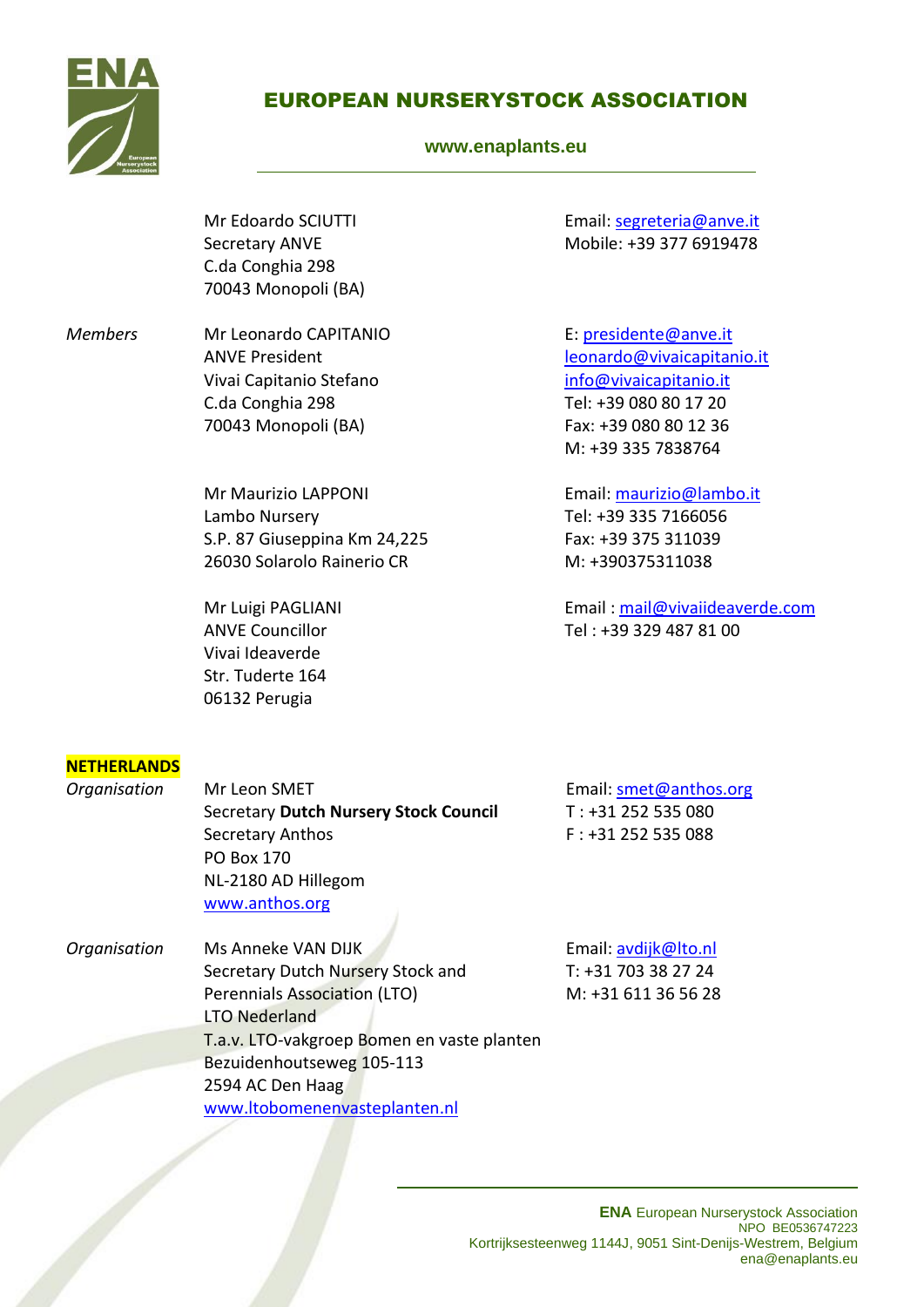Mr Edoardo SCIUTTI
Secretary ANVE
C.da Conghia 298
70043 Monopoli (BA)

Email: segreteria@anve.it
Mobile: +39 377 6919478

*Members*

Mr Leonardo CAPITANIO
ANVE President
Vivai Capitanio Stefano
C.da Conghia 298
70043 Monopoli (BA)

E: presidente@anve.it
leonardo@vivaicapitanio.it
info@vivaicapitanio.it
Tel: +39 080 80 17 20
Fax: +39 080 80 12 36
M: +39 335 7838764

Mr Maurizio LAPPONI
Lambo Nursery
S.P. 87 Giuseppina Km 24,225
26030 Solarolo Rainerio CR

Email: maurizio@lambo.it
Tel: +39 335 7166056
Fax: +39 375 311039
M: +390375311038

Mr Luigi PAGLIANI
ANVE Councillor
Vivai Ideaverde
Str. Tuderte 164
06132 Perugia

Email : mail@vivaiideaverde.com
Tel : +39 329 487 81 00

**NETHERLANDS**

*Organisation*

Mr Leon SMET
Secretary **Dutch Nursery Stock Council**
Secretary Anthos
PO Box 170
NL-2180 AD Hillegom
www.anthos.org

Email: smet@anthos.org
T : +31 252 535 080
F : +31 252 535 088

*Organisation*

Ms Anneke VAN DIJK
Secretary Dutch Nursery Stock and Perennials Association (LTO)
LTO Nederland
T.a.v. LTO-vakgroep Bomen en vaste planten
Bezuidenhoutseweg 105-113
2594 AC Den Haag
www.ltobomenenvasteplanten.nl

Email: avdijk@lto.nl
T: +31 703 38 27 24
M: +31 611 36 56 28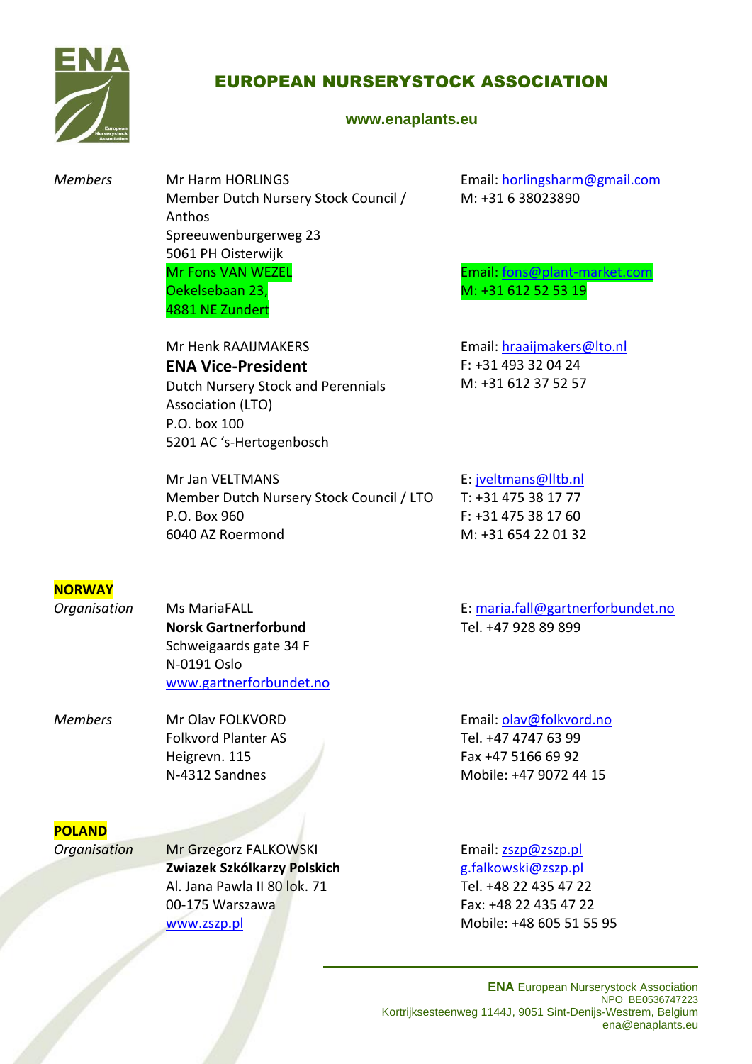# EUROPEAN NURSERYSTOCK ASSOCIATION

**www.enaplants.eu**

| | | |
|---|---|---|
| *Members* | Mr Harm HORLINGS<br>Member Dutch Nursery Stock Council / Anthos<br>Spreeuwenburgerweg 23<br>5061 PH Oisterwijk | Email: horlingsharm@gmail.com<br>M: +31 6 38023890 |
| | Mr Fons VAN WEZEL<br>Oekelsebaan 23,<br>4881 NE Zundert | Email: fons@plant-market.com<br>M: +31 612 52 53 19 |
| | Mr Henk RAAIJMAKERS<br>**ENA Vice-President**<br>Dutch Nursery Stock and Perennials Association (LTO)<br>P.O. box 100<br>5201 AC 's-Hertogenbosch | Email: hraaijmakers@lto.nl<br>F: +31 493 32 04 24<br>M: +31 612 37 52 57 |
| | Mr Jan VELTMANS<br>Member Dutch Nursery Stock Council / LTO<br>P.O. Box 960<br>6040 AZ Roermond | E: jveltmans@lltb.nl<br>T: +31 475 38 17 77<br>F: +31 475 38 17 60<br>M: +31 654 22 01 32 |

**NORWAY**

| | | |
|---|---|---|
| *Organisation* | Ms MariaFALL<br>**Norsk Gartnerforbund**<br>Schweigaards gate 34 F<br>N-0191 Oslo<br>www.gartnerforbundet.no | E: maria.fall@gartnerforbundet.no<br>Tel. +47 928 89 899 |
| *Members* | Mr Olav FOLKVORD<br>Folkvord Planter AS<br>Heigrevn. 115<br>N-4312 Sandnes | Email: olav@folkvord.no<br>Tel. +47 4747 63 99<br>Fax +47 5166 69 92<br>Mobile: +47 9072 44 15 |

**POLAND**

| | | |
|---|---|---|
| *Organisation* | Mr Grzegorz FALKOWSKI<br>**Zwiazek Szkólkarzy Polskich**<br>Al. Jana Pawla II 80 lok. 71<br>00-175 Warszawa<br>www.zszp.pl | Email: zszp@zszp.pl<br>g.falkowski@zszp.pl<br>Tel. +48 22 435 47 22<br>Fax: +48 22 435 47 22<br>Mobile: +48 605 51 55 95 |

**ENA** European Nurserystock Association
NPO BE0536747223
Kortrijksesteenweg 1144J, 9051 Sint-Denijs-Westrem, Belgium
ena@enaplants.eu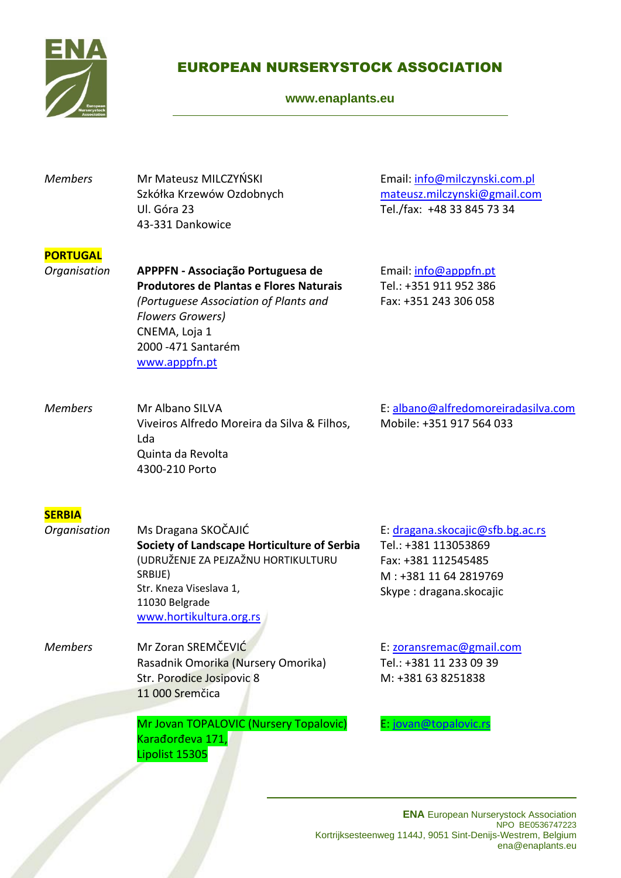| | | |
|---|---|---|
| *Members* | Mr Mateusz MILCZYŃSKI<br>Szkółka Krzewów Ozdobnych<br>Ul. Góra 23<br>43-331 Dankowice | Email: info@milczynski.com.pl<br>mateusz.milczynski@gmail.com<br>Tel./fax: +48 33 845 73 34 |

**PORTUGAL**

| | | |
|---|---|---|
| *Organisation* | **APPPFN - Associação Portuguesa de Produtores de Plantas e Flores Naturais**<br>*(Portuguese Association of Plants and Flowers Growers)*<br>CNEMA, Loja 1<br>2000 -471 Santarém<br>www.apppfn.pt | Email: info@apppfn.pt<br>Tel.: +351 911 952 386<br>Fax: +351 243 306 058 |
| *Members* | Mr Albano SILVA<br>Viveiros Alfredo Moreira da Silva & Filhos, Lda<br>Quinta da Revolta<br>4300-210 Porto | E: albano@alfredomoreiradasilva.com<br>Mobile: +351 917 564 033 |

**SERBIA**

| | | |
|---|---|---|
| *Organisation* | Ms Dragana SKOČAJIĆ<br>**Society of Landscape Horticulture of Serbia**<br>(UDRUŽENJE ZA PEJZAŽNU HORTIKULTURU SRBIJE)<br>Str. Kneza Viseslava 1,<br>11030 Belgrade<br>www.hortikultura.org.rs | E: dragana.skocajic@sfb.bg.ac.rs<br>Tel.: +381 113053869<br>Fax: +381 112545485<br>M : +381 11 64 2819769<br>Skype : dragana.skocajic |
| *Members* | Mr Zoran SREMČEVIĆ<br>Rasadnik Omorika (Nursery Omorika)<br>Str. Porodice Josipovic 8<br>11 000 Sremčica | E: zoransremac@gmail.com<br>Tel.: +381 11 233 09 39<br>M: +381 63 8251838 |
| | Mr Jovan TOPALOVIC (Nursery Topalovic)<br>Karađorđeva 171,<br>Lipolist 15305 | E: jovan@topalovic.rs |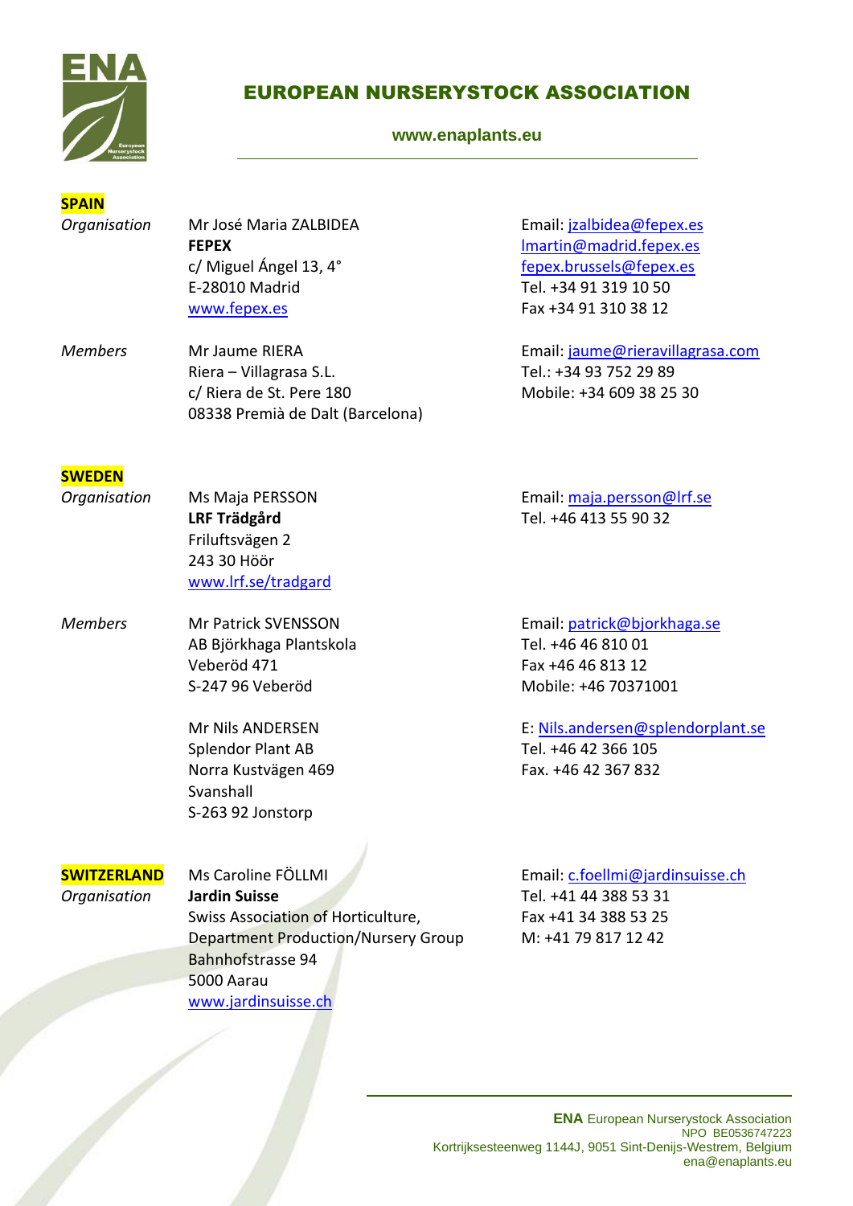**SPAIN**

*Organisation*

Mr José Maria ZALBIDEA
**FEPEX**
c/ Miguel Ángel 13, 4°
E-28010 Madrid
www.fepex.es

Email: jzalbidea@fepex.es
lmartin@madrid.fepex.es
fepex.brussels@fepex.es
Tel. +34 91 319 10 50
Fax +34 91 310 38 12

*Members*

Mr Jaume RIERA
Riera – Villagrasa S.L.
c/ Riera de St. Pere 180
08338 Premià de Dalt (Barcelona)

Email: jaume@rieravillagrasa.com
Tel.: +34 93 752 29 89
Mobile: +34 609 38 25 30

**SWEDEN**

*Organisation*

Ms Maja PERSSON
**LRF Trädgård**
Friluftsvägen 2
243 30 Höör
www.lrf.se/tradgard

Email: maja.persson@lrf.se
Tel. +46 413 55 90 32

*Members*

Mr Patrick SVENSSON
AB Björkhaga Plantskola
Veberöd 471
S-247 96 Veberöd

Email: patrick@bjorkhaga.se
Tel. +46 46 810 01
Fax +46 46 813 12
Mobile: +46 70371001

Mr Nils ANDERSEN
Splendor Plant AB
Norra Kustvägen 469
Svanshall
S-263 92 Jonstorp

E: Nils.andersen@splendorplant.se
Tel. +46 42 366 105
Fax. +46 42 367 832

**SWITZERLAND**

*Organisation*

Ms Caroline FÖLLMI
**Jardin Suisse**
Swiss Association of Horticulture,
Department Production/Nursery Group
Bahnhofstrasse 94
5000 Aarau
www.jardinsuisse.ch

Email: c.foellmi@jardinsuisse.ch
Tel. +41 44 388 53 31
Fax +41 34 388 53 25
M: +41 79 817 12 42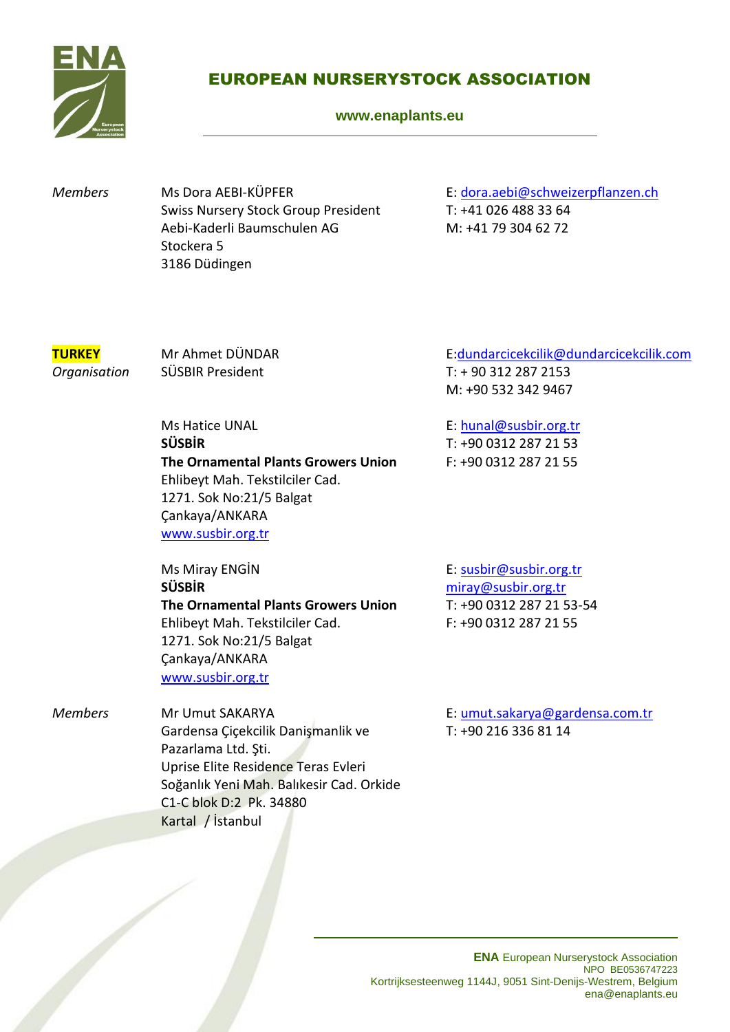# EUROPEAN NURSERYSTOCK ASSOCIATION

**www.enaplants.eu**

| | | |
|---|---|---|
| *Members* | Ms Dora AEBI-KÜPFER<br>Swiss Nursery Stock Group President<br>Aebi-Kaderli Baumschulen AG<br>Stockera 5<br>3186 Düdingen | E: dora.aebi@schweizerpflanzen.ch<br>T: +41 026 488 33 64<br>M: +41 79 304 62 72 |
| **TURKEY**<br>*Organisation* | Mr Ahmet DÜNDAR<br>SÜSBIR President | E:dundarcicekcilik@dundarcicekcilik.com<br>T: + 90 312 287 2153<br>M: +90 532 342 9467 |
| | Ms Hatice UNAL<br>**SÜSBİR**<br>**The Ornamental Plants Growers Union**<br>Ehlibeyt Mah. Tekstilciler Cad.<br>1271. Sok No:21/5 Balgat<br>Çankaya/ANKARA<br>www.susbir.org.tr | E: hunal@susbir.org.tr<br>T: +90 0312 287 21 53<br>F: +90 0312 287 21 55 |
| | Ms Miray ENGİN<br>**SÜSBİR**<br>**The Ornamental Plants Growers Union**<br>Ehlibeyt Mah. Tekstilciler Cad.<br>1271. Sok No:21/5 Balgat<br>Çankaya/ANKARA<br>www.susbir.org.tr | E: susbir@susbir.org.tr<br>miray@susbir.org.tr<br>T: +90 0312 287 21 53-54<br>F: +90 0312 287 21 55 |
| *Members* | Mr Umut SAKARYA<br>Gardensa Çiçekcilik Danişmanlik ve Pazarlama Ltd. Şti.<br>Uprise Elite Residence Teras Evleri<br>Soğanlık Yeni Mah. Balıkesir Cad. Orkide C1-C blok D:2 Pk. 34880<br>Kartal / İstanbul | E: umut.sakarya@gardensa.com.tr<br>T: +90 216 336 81 14 |

**ENA** European Nurserystock Association
NPO BE0536747223
Kortrijksesteenweg 1144J, 9051 Sint-Denijs-Westrem, Belgium
ena@enaplants.eu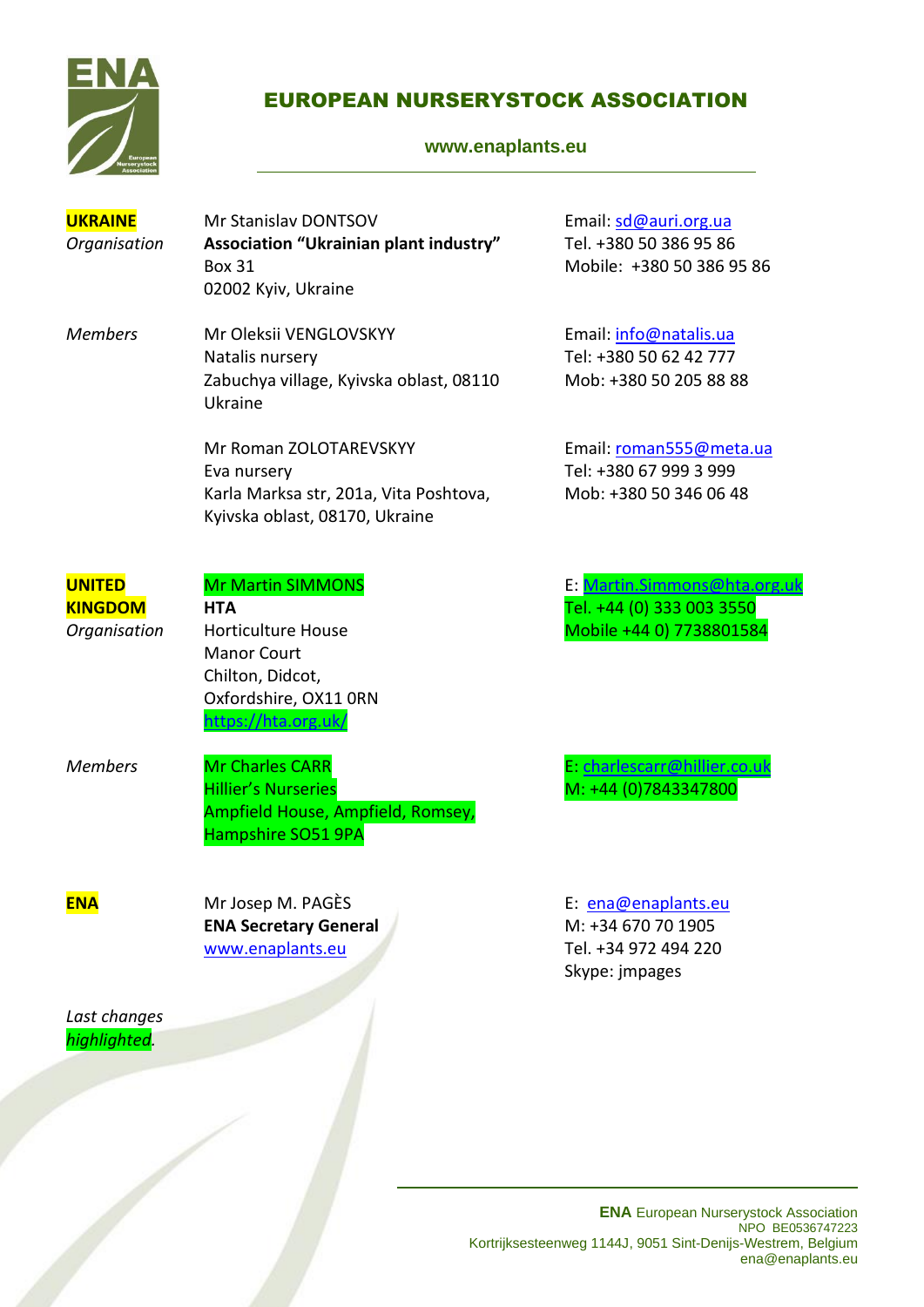| | | |
|---|---|---|
| **UKRAINE** *Organisation* | Mr Stanislav DONTSOV **Association "Ukrainian plant industry"** Box 31 02002 Kyiv, Ukraine | Email: sd@auri.org.ua Tel. +380 50 386 95 86 Mobile: +380 50 386 95 86 |
| *Members* | Mr Oleksii VENGLOVSKYY Natalis nursery Zabuchya village, Kyivska oblast, 08110 Ukraine | Email: info@natalis.ua Tel: +380 50 62 42 777 Mob: +380 50 205 88 88 |
| | Mr Roman ZOLOTAREVSKYY Eva nursery Karla Marksa str, 201a, Vita Poshtova, Kyivska oblast, 08170, Ukraine | Email: roman555@meta.ua Tel: +380 67 999 3 999 Mob: +380 50 346 06 48 |
| **UNITED KINGDOM** *Organisation* | Mr Martin SIMMONS **HTA** Horticulture House Manor Court Chilton, Didcot, Oxfordshire, OX11 0RN https://hta.org.uk/ | E: Martin.Simmons@hta.org.uk Tel. +44 (0) 333 003 3550 Mobile +44 0) 7738801584 |
| *Members* | Mr Charles CARR Hillier's Nurseries Ampfield House, Ampfield, Romsey, Hampshire SO51 9PA | E: charlescarr@hillier.co.uk M: +44 (0)7843347800 |
| **ENA** | Mr Josep M. PAGÈS **ENA Secretary General** www.enaplants.eu | E: ena@enaplants.eu M: +34 670 70 1905 Tel. +34 972 494 220 Skype: jmpages |

*Last changes highlighted.*

**ENA** European Nurserystock Association
NPO BE0536747223
Kortrijksesteenweg 1144J, 9051 Sint-Denijs-Westrem, Belgium
ena@enaplants.eu